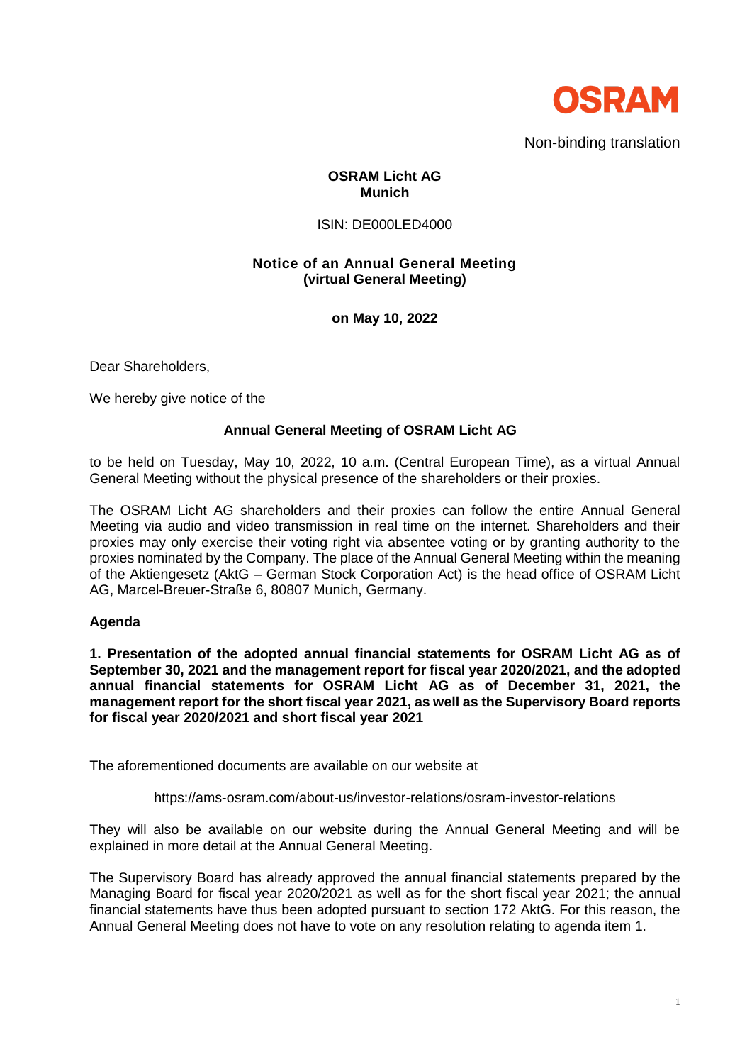OSRAM

Non-binding translation

**OSRAM Licht AG**
**Munich**

ISIN: DE000LED4000

# Notice of an Annual General Meeting (virtual General Meeting)

**on May 10, 2022**

Dear Shareholders,

We hereby give notice of the

**Annual General Meeting of OSRAM Licht AG**

to be held on Tuesday, May 10, 2022, 10 a.m. (Central European Time), as a virtual Annual General Meeting without the physical presence of the shareholders or their proxies.

The OSRAM Licht AG shareholders and their proxies can follow the entire Annual General Meeting via audio and video transmission in real time on the internet. Shareholders and their proxies may only exercise their voting right via absentee voting or by granting authority to the proxies nominated by the Company. The place of the Annual General Meeting within the meaning of the Aktiengesetz (AktG – German Stock Corporation Act) is the head office of OSRAM Licht AG, Marcel-Breuer-Straße 6, 80807 Munich, Germany.

## Agenda

**1. Presentation of the adopted annual financial statements for OSRAM Licht AG as of September 30, 2021 and the management report for fiscal year 2020/2021, and the adopted annual financial statements for OSRAM Licht AG as of December 31, 2021, the management report for the short fiscal year 2021, as well as the Supervisory Board reports for fiscal year 2020/2021 and short fiscal year 2021**

The aforementioned documents are available on our website at

https://ams-osram.com/about-us/investor-relations/osram-investor-relations

They will also be available on our website during the Annual General Meeting and will be explained in more detail at the Annual General Meeting.

The Supervisory Board has already approved the annual financial statements prepared by the Managing Board for fiscal year 2020/2021 as well as for the short fiscal year 2021; the annual financial statements have thus been adopted pursuant to section 172 AktG. For this reason, the Annual General Meeting does not have to vote on any resolution relating to agenda item 1.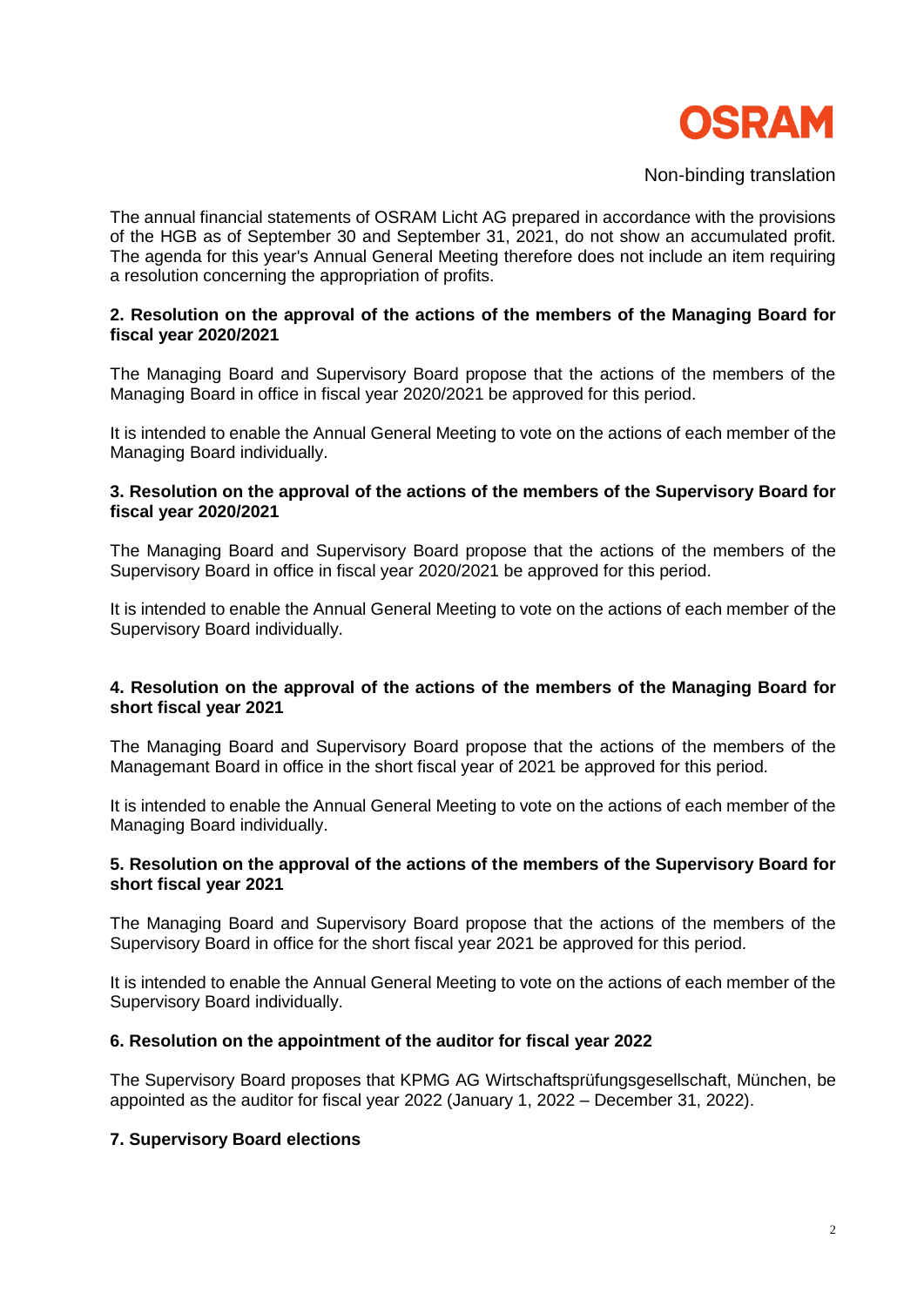Non-binding translation

The annual financial statements of OSRAM Licht AG prepared in accordance with the provisions of the HGB as of September 30 and September 31, 2021, do not show an accumulated profit. The agenda for this year's Annual General Meeting therefore does not include an item requiring a resolution concerning the appropriation of profits.

**2. Resolution on the approval of the actions of the members of the Managing Board for fiscal year 2020/2021**

The Managing Board and Supervisory Board propose that the actions of the members of the Managing Board in office in fiscal year 2020/2021 be approved for this period.

It is intended to enable the Annual General Meeting to vote on the actions of each member of the Managing Board individually.

**3. Resolution on the approval of the actions of the members of the Supervisory Board for fiscal year 2020/2021**

The Managing Board and Supervisory Board propose that the actions of the members of the Supervisory Board in office in fiscal year 2020/2021 be approved for this period.

It is intended to enable the Annual General Meeting to vote on the actions of each member of the Supervisory Board individually.

**4. Resolution on the approval of the actions of the members of the Managing Board for short fiscal year 2021**

The Managing Board and Supervisory Board propose that the actions of the members of the Managemant Board in office in the short fiscal year of 2021 be approved for this period.

It is intended to enable the Annual General Meeting to vote on the actions of each member of the Managing Board individually.

**5. Resolution on the approval of the actions of the members of the Supervisory Board for short fiscal year 2021**

The Managing Board and Supervisory Board propose that the actions of the members of the Supervisory Board in office for the short fiscal year 2021 be approved for this period.

It is intended to enable the Annual General Meeting to vote on the actions of each member of the Supervisory Board individually.

**6. Resolution on the appointment of the auditor for fiscal year 2022**

The Supervisory Board proposes that KPMG AG Wirtschaftsprüfungsgesellschaft, München, be appointed as the auditor for fiscal year 2022 (January 1, 2022 – December 31, 2022).

**7. Supervisory Board elections**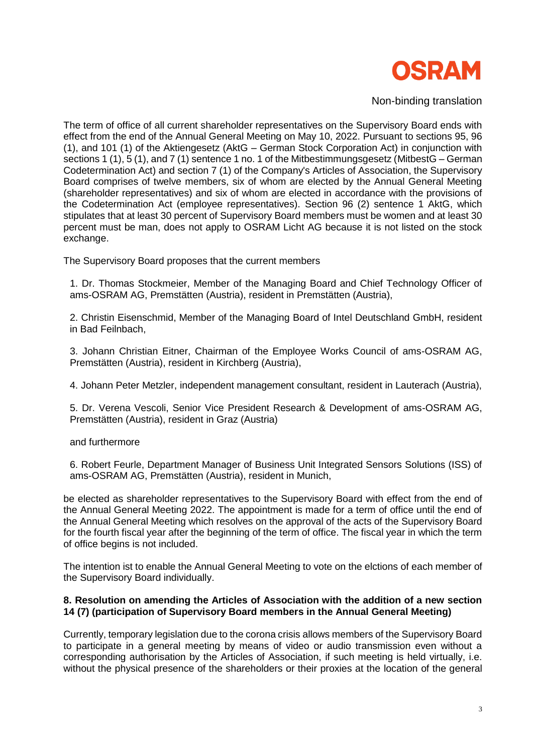Non-binding translation

The term of office of all current shareholder representatives on the Supervisory Board ends with effect from the end of the Annual General Meeting on May 10, 2022. Pursuant to sections 95, 96 (1), and 101 (1) of the Aktiengesetz (AktG – German Stock Corporation Act) in conjunction with sections 1 (1), 5 (1), and 7 (1) sentence 1 no. 1 of the Mitbestimmungsgesetz (MitbestG – German Codetermination Act) and section 7 (1) of the Company's Articles of Association, the Supervisory Board comprises of twelve members, six of whom are elected by the Annual General Meeting (shareholder representatives) and six of whom are elected in accordance with the provisions of the Codetermination Act (employee representatives). Section 96 (2) sentence 1 AktG, which stipulates that at least 30 percent of Supervisory Board members must be women and at least 30 percent must be man, does not apply to OSRAM Licht AG because it is not listed on the stock exchange.

The Supervisory Board proposes that the current members

1. Dr. Thomas Stockmeier, Member of the Managing Board and Chief Technology Officer of ams-OSRAM AG, Premstätten (Austria), resident in Premstätten (Austria),

2. Christin Eisenschmid, Member of the Managing Board of Intel Deutschland GmbH, resident in Bad Feilnbach,

3. Johann Christian Eitner, Chairman of the Employee Works Council of ams-OSRAM AG, Premstätten (Austria), resident in Kirchberg (Austria),

4. Johann Peter Metzler, independent management consultant, resident in Lauterach (Austria),

5. Dr. Verena Vescoli, Senior Vice President Research & Development of ams-OSRAM AG, Premstätten (Austria), resident in Graz (Austria)

and furthermore

6. Robert Feurle, Department Manager of Business Unit Integrated Sensors Solutions (ISS) of ams-OSRAM AG, Premstätten (Austria), resident in Munich,

be elected as shareholder representatives to the Supervisory Board with effect from the end of the Annual General Meeting 2022. The appointment is made for a term of office until the end of the Annual General Meeting which resolves on the approval of the acts of the Supervisory Board for the fourth fiscal year after the beginning of the term of office. The fiscal year in which the term of office begins is not included.

The intention ist to enable the Annual General Meeting to vote on the elctions of each member of the Supervisory Board individually.

**8. Resolution on amending the Articles of Association with the addition of a new section 14 (7) (participation of Supervisory Board members in the Annual General Meeting)**

Currently, temporary legislation due to the corona crisis allows members of the Supervisory Board to participate in a general meeting by means of video or audio transmission even without a corresponding authorisation by the Articles of Association, if such meeting is held virtually, i.e. without the physical presence of the shareholders or their proxies at the location of the general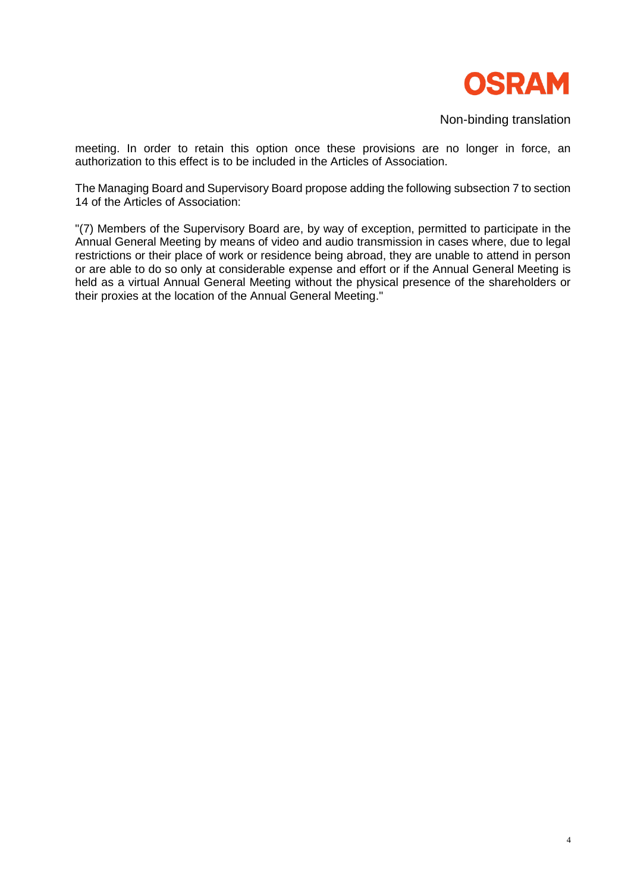meeting. In order to retain this option once these provisions are no longer in force, an authorization to this effect is to be included in the Articles of Association.

The Managing Board and Supervisory Board propose adding the following subsection 7 to section 14 of the Articles of Association:

"(7) Members of the Supervisory Board are, by way of exception, permitted to participate in the Annual General Meeting by means of video and audio transmission in cases where, due to legal restrictions or their place of work or residence being abroad, they are unable to attend in person or are able to do so only at considerable expense and effort or if the Annual General Meeting is held as a virtual Annual General Meeting without the physical presence of the shareholders or their proxies at the location of the Annual General Meeting."